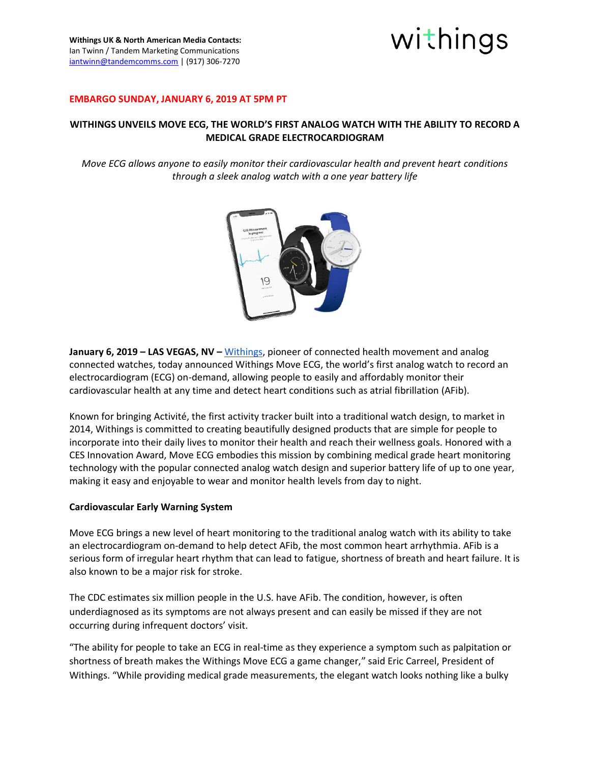**Withings UK & North American Media Contacts:**
Ian Twinn / Tandem Marketing Communications
iantwinn@tandemcomms.com | (917) 306-7270

withings

**EMBARGO SUNDAY, JANUARY 6, 2019 AT 5PM PT**

# WITHINGS UNVEILS MOVE ECG, THE WORLD'S FIRST ANALOG WATCH WITH THE ABILITY TO RECORD A MEDICAL GRADE ELECTROCARDIOGRAM

*Move ECG allows anyone to easily monitor their cardiovascular health and prevent heart conditions through a sleek analog watch with a one year battery life*

**January 6, 2019 – LAS VEGAS, NV –** Withings, pioneer of connected health movement and analog connected watches, today announced Withings Move ECG, the world's first analog watch to record an electrocardiogram (ECG) on-demand, allowing people to easily and affordably monitor their cardiovascular health at any time and detect heart conditions such as atrial fibrillation (AFib).

Known for bringing Activité, the first activity tracker built into a traditional watch design, to market in 2014, Withings is committed to creating beautifully designed products that are simple for people to incorporate into their daily lives to monitor their health and reach their wellness goals. Honored with a CES Innovation Award, Move ECG embodies this mission by combining medical grade heart monitoring technology with the popular connected analog watch design and superior battery life of up to one year, making it easy and enjoyable to wear and monitor health levels from day to night.

## Cardiovascular Early Warning System

Move ECG brings a new level of heart monitoring to the traditional analog watch with its ability to take an electrocardiogram on-demand to help detect AFib, the most common heart arrhythmia. AFib is a serious form of irregular heart rhythm that can lead to fatigue, shortness of breath and heart failure. It is also known to be a major risk for stroke.

The CDC estimates six million people in the U.S. have AFib. The condition, however, is often underdiagnosed as its symptoms are not always present and can easily be missed if they are not occurring during infrequent doctors' visit.

"The ability for people to take an ECG in real-time as they experience a symptom such as palpitation or shortness of breath makes the Withings Move ECG a game changer," said Eric Carreel, President of Withings. "While providing medical grade measurements, the elegant watch looks nothing like a bulky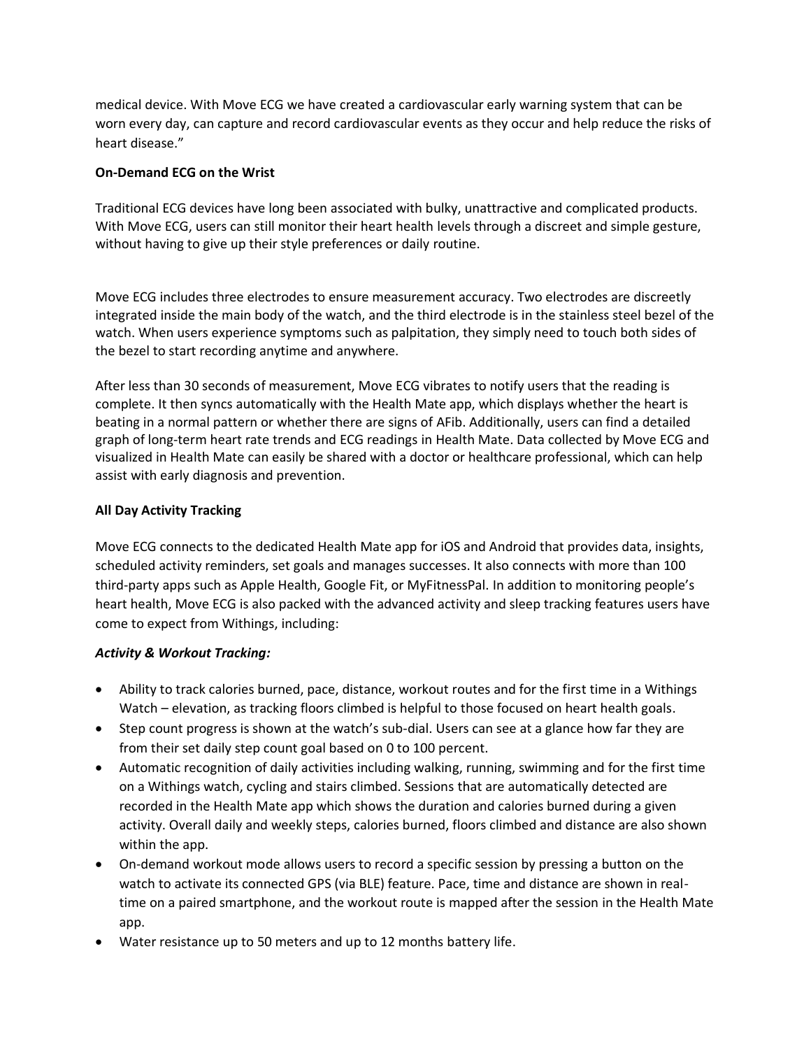medical device. With Move ECG we have created a cardiovascular early warning system that can be worn every day, can capture and record cardiovascular events as they occur and help reduce the risks of heart disease."

**On-Demand ECG on the Wrist**

Traditional ECG devices have long been associated with bulky, unattractive and complicated products. With Move ECG, users can still monitor their heart health levels through a discreet and simple gesture, without having to give up their style preferences or daily routine.

Move ECG includes three electrodes to ensure measurement accuracy. Two electrodes are discreetly integrated inside the main body of the watch, and the third electrode is in the stainless steel bezel of the watch. When users experience symptoms such as palpitation, they simply need to touch both sides of the bezel to start recording anytime and anywhere.

After less than 30 seconds of measurement, Move ECG vibrates to notify users that the reading is complete. It then syncs automatically with the Health Mate app, which displays whether the heart is beating in a normal pattern or whether there are signs of AFib. Additionally, users can find a detailed graph of long-term heart rate trends and ECG readings in Health Mate. Data collected by Move ECG and visualized in Health Mate can easily be shared with a doctor or healthcare professional, which can help assist with early diagnosis and prevention.

**All Day Activity Tracking**

Move ECG connects to the dedicated Health Mate app for iOS and Android that provides data, insights, scheduled activity reminders, set goals and manages successes. It also connects with more than 100 third-party apps such as Apple Health, Google Fit, or MyFitnessPal. In addition to monitoring people's heart health, Move ECG is also packed with the advanced activity and sleep tracking features users have come to expect from Withings, including:

***Activity & Workout Tracking:***

- Ability to track calories burned, pace, distance, workout routes and for the first time in a Withings Watch – elevation, as tracking floors climbed is helpful to those focused on heart health goals.
- Step count progress is shown at the watch's sub-dial. Users can see at a glance how far they are from their set daily step count goal based on 0 to 100 percent.
- Automatic recognition of daily activities including walking, running, swimming and for the first time on a Withings watch, cycling and stairs climbed. Sessions that are automatically detected are recorded in the Health Mate app which shows the duration and calories burned during a given activity. Overall daily and weekly steps, calories burned, floors climbed and distance are also shown within the app.
- On-demand workout mode allows users to record a specific session by pressing a button on the watch to activate its connected GPS (via BLE) feature. Pace, time and distance are shown in real-time on a paired smartphone, and the workout route is mapped after the session in the Health Mate app.
- Water resistance up to 50 meters and up to 12 months battery life.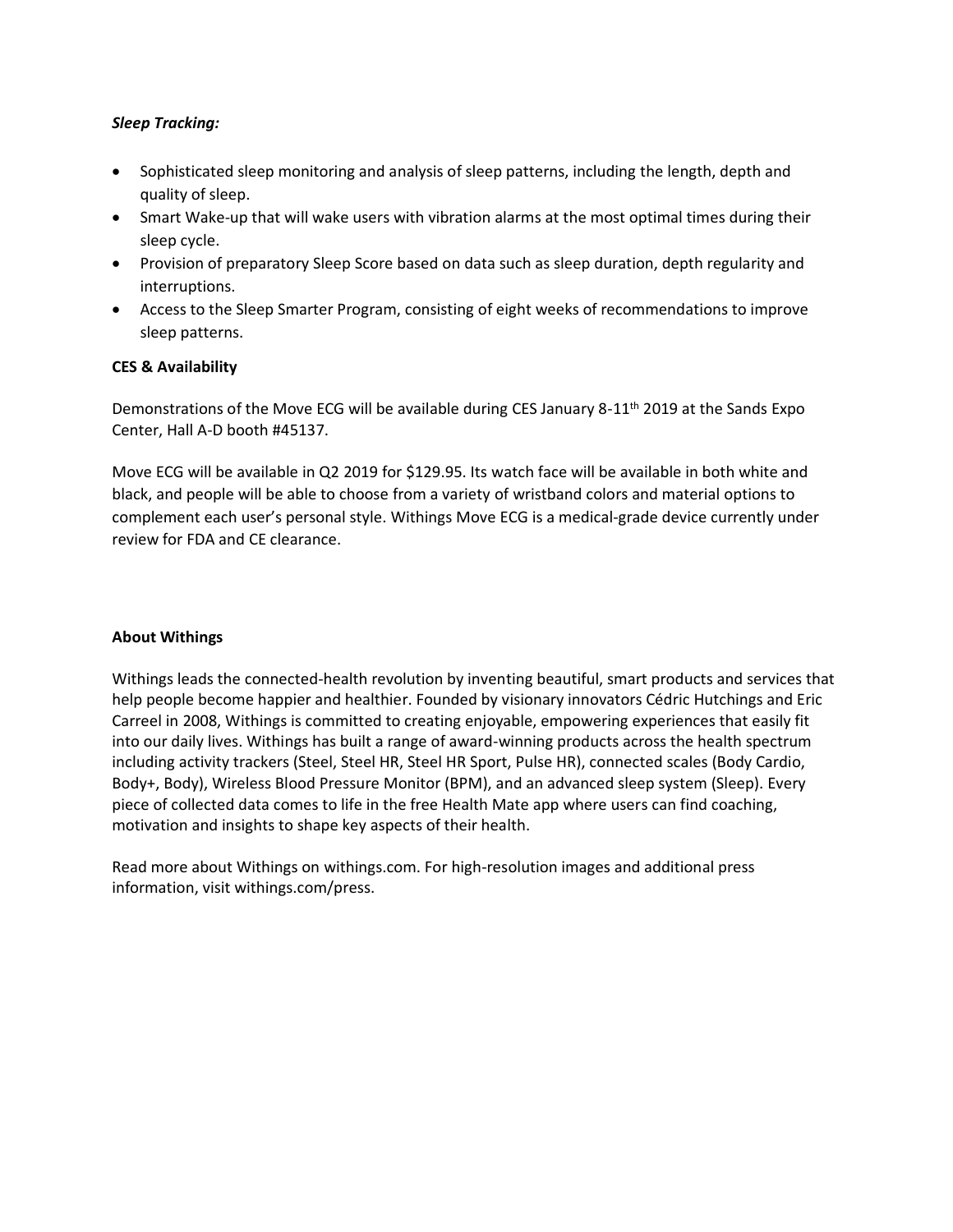***Sleep Tracking:***

- Sophisticated sleep monitoring and analysis of sleep patterns, including the length, depth and quality of sleep.
- Smart Wake-up that will wake users with vibration alarms at the most optimal times during their sleep cycle.
- Provision of preparatory Sleep Score based on data such as sleep duration, depth regularity and interruptions.
- Access to the Sleep Smarter Program, consisting of eight weeks of recommendations to improve sleep patterns.

**CES & Availability**

Demonstrations of the Move ECG will be available during CES January 8-11th 2019 at the Sands Expo Center, Hall A-D booth #45137.

Move ECG will be available in Q2 2019 for $129.95. Its watch face will be available in both white and black, and people will be able to choose from a variety of wristband colors and material options to complement each user's personal style. Withings Move ECG is a medical-grade device currently under review for FDA and CE clearance.

**About Withings**

Withings leads the connected-health revolution by inventing beautiful, smart products and services that help people become happier and healthier. Founded by visionary innovators Cédric Hutchings and Eric Carreel in 2008, Withings is committed to creating enjoyable, empowering experiences that easily fit into our daily lives. Withings has built a range of award-winning products across the health spectrum including activity trackers (Steel, Steel HR, Steel HR Sport, Pulse HR), connected scales (Body Cardio, Body+, Body), Wireless Blood Pressure Monitor (BPM), and an advanced sleep system (Sleep). Every piece of collected data comes to life in the free Health Mate app where users can find coaching, motivation and insights to shape key aspects of their health.

Read more about Withings on withings.com. For high-resolution images and additional press information, visit withings.com/press.